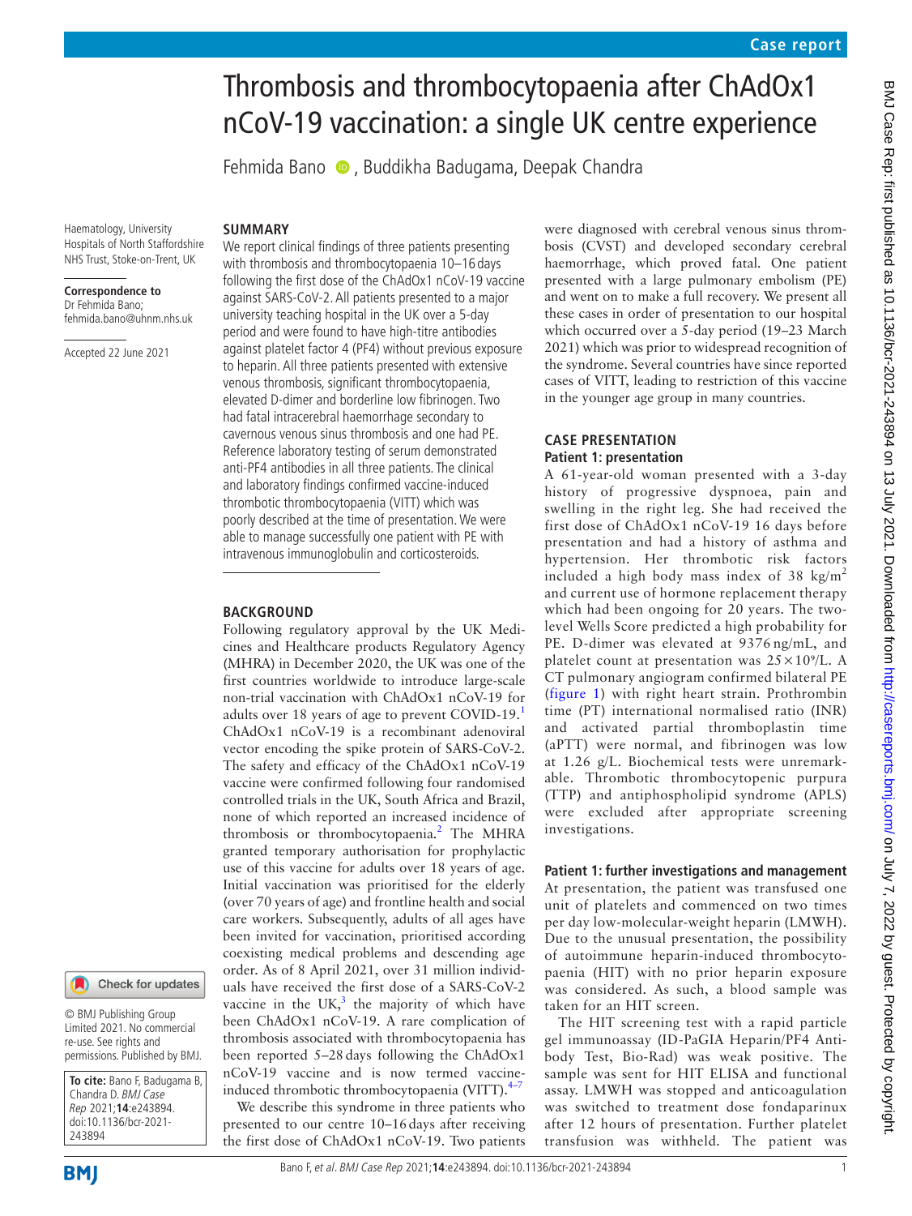Case report

# Thrombosis and thrombocytopaenia after ChAdOx1 nCoV-19 vaccination: a single UK centre experience

Fehmida Bano, Buddikha Badugama, Deepak Chandra

Haematology, University Hospitals of North Staffordshire NHS Trust, Stoke-on-Trent, UK

**Correspondence to** Dr Fehmida Bano; fehmida.bano@uhnm.nhs.uk

Accepted 22 June 2021

## SUMMARY

We report clinical findings of three patients presenting with thrombosis and thrombocytopaenia 10–16 days following the first dose of the ChAdOx1 nCoV-19 vaccine against SARS-CoV-2. All patients presented to a major university teaching hospital in the UK over a 5-day period and were found to have high-titre antibodies against platelet factor 4 (PF4) without previous exposure to heparin. All three patients presented with extensive venous thrombosis, significant thrombocytopaenia, elevated D-dimer and borderline low fibrinogen. Two had fatal intracerebral haemorrhage secondary to cavernous venous sinus thrombosis and one had PE. Reference laboratory testing of serum demonstrated anti-PF4 antibodies in all three patients. The clinical and laboratory findings confirmed vaccine-induced thrombotic thrombocytopaenia (VITT) which was poorly described at the time of presentation. We were able to manage successfully one patient with PE with intravenous immunoglobulin and corticosteroids.

## BACKGROUND

Following regulatory approval by the UK Medicines and Healthcare products Regulatory Agency (MHRA) in December 2020, the UK was one of the first countries worldwide to introduce large-scale non-trial vaccination with ChAdOx1 nCoV-19 for adults over 18 years of age to prevent COVID-19.[1] ChAdOx1 nCoV-19 is a recombinant adenoviral vector encoding the spike protein of SARS-CoV-2. The safety and efficacy of the ChAdOx1 nCoV-19 vaccine were confirmed following four randomised controlled trials in the UK, South Africa and Brazil, none of which reported an increased incidence of thrombosis or thrombocytopaenia.[2] The MHRA granted temporary authorisation for prophylactic use of this vaccine for adults over 18 years of age. Initial vaccination was prioritised for the elderly (over 70 years of age) and frontline health and social care workers. Subsequently, adults of all ages have been invited for vaccination, prioritised according coexisting medical problems and descending age order. As of 8 April 2021, over 31 million individuals have received the first dose of a SARS-CoV-2 vaccine in the UK,[3] the majority of which have been ChAdOx1 nCoV-19. A rare complication of thrombosis associated with thrombocytopaenia has been reported 5–28 days following the ChAdOx1 nCoV-19 vaccine and is now termed vaccine-induced thrombotic thrombocytopaenia (VITT).[4–7]

We describe this syndrome in three patients who presented to our centre 10–16 days after receiving the first dose of ChAdOx1 nCoV-19. Two patients were diagnosed with cerebral venous sinus thrombosis (CVST) and developed secondary cerebral haemorrhage, which proved fatal. One patient presented with a large pulmonary embolism (PE) and went on to make a full recovery. We present all these cases in order of presentation to our hospital which occurred over a 5-day period (19–23 March 2021) which was prior to widespread recognition of the syndrome. Several countries have since reported cases of VITT, leading to restriction of this vaccine in the younger age group in many countries.

© BMJ Publishing Group Limited 2021. No commercial re-use. See rights and permissions. Published by BMJ.

**To cite:** Bano F, Badugama B, Chandra D. *BMJ Case Rep* 2021;**14**:e243894. doi:10.1136/bcr-2021-243894

## CASE PRESENTATION

### Patient 1: presentation

A 61-year-old woman presented with a 3-day history of progressive dyspnoea, pain and swelling in the right leg. She had received the first dose of ChAdOx1 nCoV-19 16 days before presentation and had a history of asthma and hypertension. Her thrombotic risk factors included a high body mass index of 38 kg/m$^2$ and current use of hormone replacement therapy which had been ongoing for 20 years. The two-level Wells Score predicted a high probability for PE. D-dimer was elevated at 9376 ng/mL, and platelet count at presentation was $25\times10^9$/L. A CT pulmonary angiogram confirmed bilateral PE (figure 1) with right heart strain. Prothrombin time (PT) international normalised ratio (INR) and activated partial thromboplastin time (aPTT) were normal, and fibrinogen was low at 1.26 g/L. Biochemical tests were unremarkable. Thrombotic thrombocytopenic purpura (TTP) and antiphospholipid syndrome (APLS) were excluded after appropriate screening investigations.

### Patient 1: further investigations and management

At presentation, the patient was transfused one unit of platelets and commenced on two times per day low-molecular-weight heparin (LMWH). Due to the unusual presentation, the possibility of autoimmune heparin-induced thrombocytopaenia (HIT) with no prior heparin exposure was considered. As such, a blood sample was taken for an HIT screen.

The HIT screening test with a rapid particle gel immunoassay (ID-PaGIA Heparin/PF4 Antibody Test, Bio-Rad) was weak positive. The sample was sent for HIT ELISA and functional assay. LMWH was stopped and anticoagulation was switched to treatment dose fondaparinux after 12 hours of presentation. Further platelet transfusion was withheld. The patient was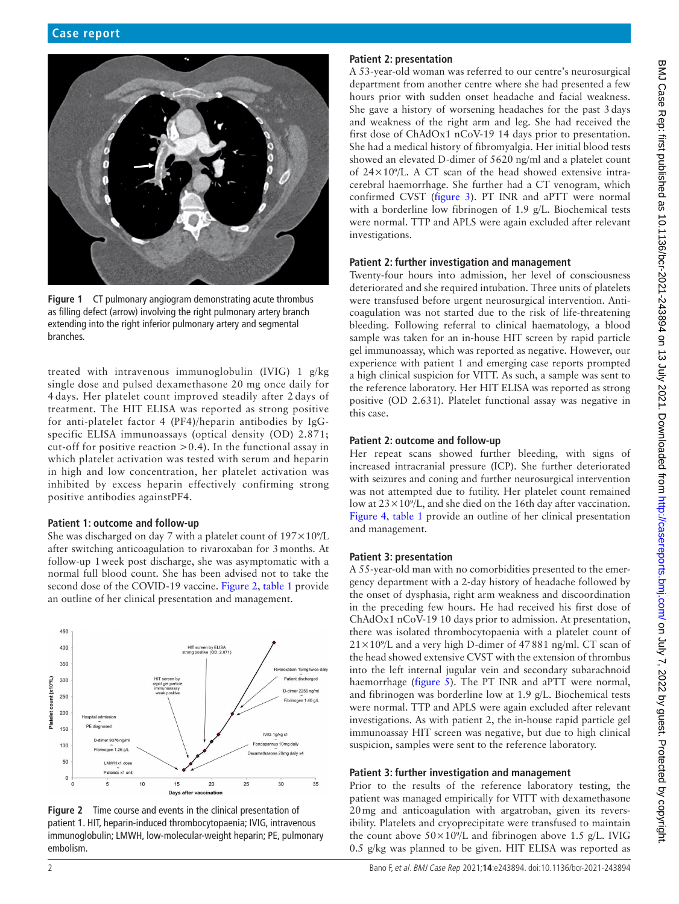**Figure 1** CT pulmonary angiogram demonstrating acute thrombus as filling defect (arrow) involving the right pulmonary artery branch extending into the right inferior pulmonary artery and segmental branches.

treated with intravenous immunoglobulin (IVIG) 1 g/kg single dose and pulsed dexamethasone 20 mg once daily for 4 days. Her platelet count improved steadily after 2 days of treatment. The HIT ELISA was reported as strong positive for anti-platelet factor 4 (PF4)/heparin antibodies by IgG-specific ELISA immunoassays (optical density (OD) 2.871; cut-off for positive reaction >0.4). In the functional assay in which platelet activation was tested with serum and heparin in high and low concentration, her platelet activation was inhibited by excess heparin effectively confirming strong positive antibodies againstPF4.

### Patient 1: outcome and follow-up

She was discharged on day 7 with a platelet count of $197\times10^9$/L after switching anticoagulation to rivaroxaban for 3 months. At follow-up 1 week post discharge, she was asymptomatic with a normal full blood count. She has been advised not to take the second dose of the COVID-19 vaccine. Figure 2, table 1 provide an outline of her clinical presentation and management.

**Figure 2** Time course and events in the clinical presentation of patient 1. HIT, heparin-induced thrombocytopaenia; IVIG, intravenous immunoglobulin; LMWH, low-molecular-weight heparin; PE, pulmonary embolism.

### Patient 2: presentation

A 53-year-old woman was referred to our centre's neurosurgical department from another centre where she had presented a few hours prior with sudden onset headache and facial weakness. She gave a history of worsening headaches for the past 3 days and weakness of the right arm and leg. She had received the first dose of ChAdOx1 nCoV-19 14 days prior to presentation. She had a medical history of fibromyalgia. Her initial blood tests showed an elevated D-dimer of 5620 ng/ml and a platelet count of $24\times10^9$/L. A CT scan of the head showed extensive intracerebral haemorrhage. She further had a CT venogram, which confirmed CVST (figure 3). PT INR and aPTT were normal with a borderline low fibrinogen of 1.9 g/L. Biochemical tests were normal. TTP and APLS were again excluded after relevant investigations.

### Patient 2: further investigation and management

Twenty-four hours into admission, her level of consciousness deteriorated and she required intubation. Three units of platelets were transfused before urgent neurosurgical intervention. Anticoagulation was not started due to the risk of life-threatening bleeding. Following referral to clinical haematology, a blood sample was taken for an in-house HIT screen by rapid particle gel immunoassay, which was reported as negative. However, our experience with patient 1 and emerging case reports prompted a high clinical suspicion for VITT. As such, a sample was sent to the reference laboratory. Her HIT ELISA was reported as strong positive (OD 2.631). Platelet functional assay was negative in this case.

### Patient 2: outcome and follow-up

Her repeat scans showed further bleeding, with signs of increased intracranial pressure (ICP). She further deteriorated with seizures and coning and further neurosurgical intervention was not attempted due to futility. Her platelet count remained low at $23\times10^9$/L, and she died on the 16th day after vaccination. Figure 4, table 1 provide an outline of her clinical presentation and management.

### Patient 3: presentation

A 55-year-old man with no comorbidities presented to the emergency department with a 2-day history of headache followed by the onset of dysphasia, right arm weakness and discoordination in the preceding few hours. He had received his first dose of ChAdOx1 nCoV-19 10 days prior to admission. At presentation, there was isolated thrombocytopaenia with a platelet count of $21\times10^9$/L and a very high D-dimer of 47 881 ng/ml. CT scan of the head showed extensive CVST with the extension of thrombus into the left internal jugular vein and secondary subarachnoid haemorrhage (figure 5). The PT INR and aPTT were normal, and fibrinogen was borderline low at 1.9 g/L. Biochemical tests were normal. TTP and APLS were again excluded after relevant investigations. As with patient 2, the in-house rapid particle gel immunoassay HIT screen was negative, but due to high clinical suspicion, samples were sent to the reference laboratory.

### Patient 3: further investigation and management

Prior to the results of the reference laboratory testing, the patient was managed empirically for VITT with dexamethasone 20 mg and anticoagulation with argatroban, given its reversibility. Platelets and cryoprecipitate were transfused to maintain the count above $50\times10^9$/L and fibrinogen above 1.5 g/L. IVIG 0.5 g/kg was planned to be given. HIT ELISA was reported as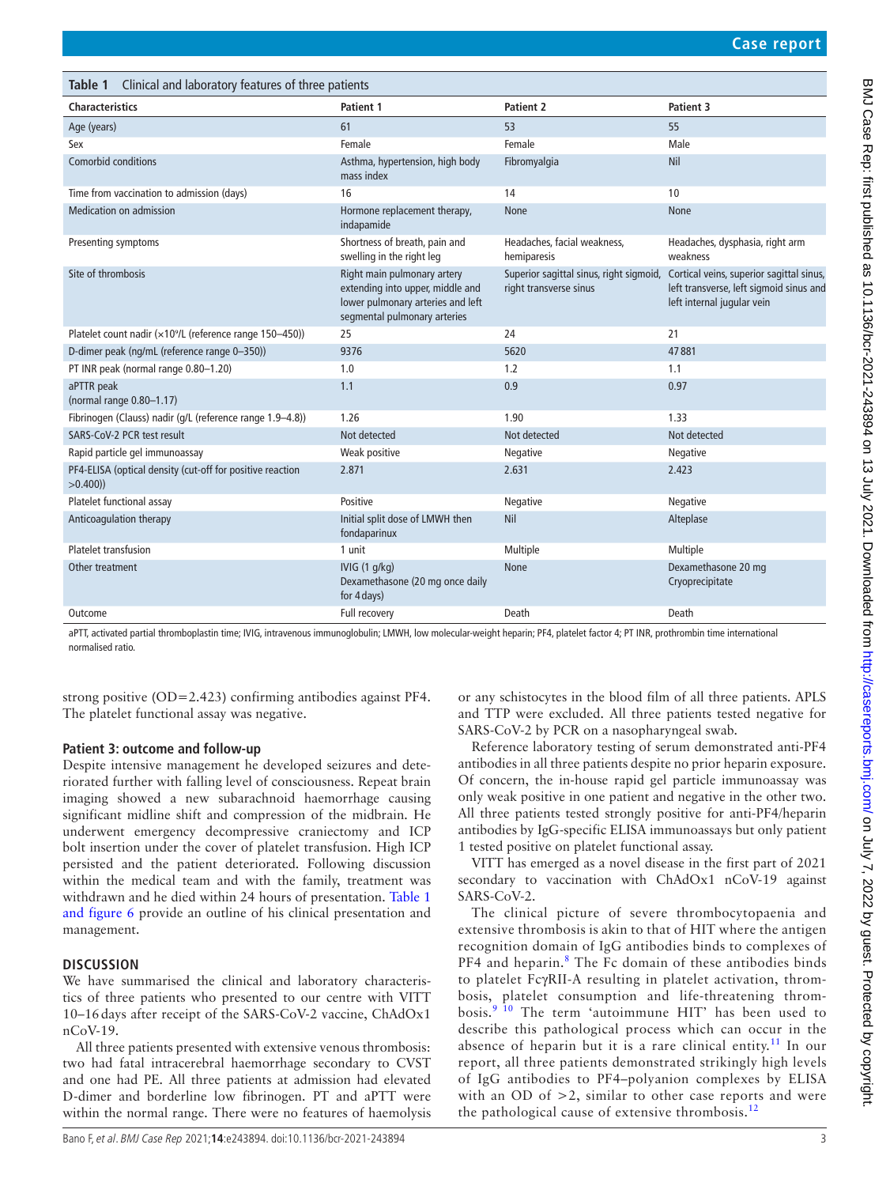**Table 1** Clinical and laboratory features of three patients

| Characteristics | Patient 1 | Patient 2 | Patient 3 |
|---|---|---|---|
| Age (years) | 61 | 53 | 55 |
| Sex | Female | Female | Male |
| Comorbid conditions | Asthma, hypertension, high body mass index | Fibromyalgia | Nil |
| Time from vaccination to admission (days) | 16 | 14 | 10 |
| Medication on admission | Hormone replacement therapy, indapamide | None | None |
| Presenting symptoms | Shortness of breath, pain and swelling in the right leg | Headaches, facial weakness, hemiparesis | Headaches, dysphasia, right arm weakness |
| Site of thrombosis | Right main pulmonary artery extending into upper, middle and lower pulmonary arteries and left segmental pulmonary arteries | Superior sagittal sinus, right sigmoid, right transverse sinus | Cortical veins, superior sagittal sinus, left transverse, left sigmoid sinus and left internal jugular vein |
| Platelet count nadir ($\times 10^9$/L (reference range 150–450)) | 25 | 24 | 21 |
| D-dimer peak (ng/mL (reference range 0–350)) | 9376 | 5620 | 47 881 |
| PT INR peak (normal range 0.80–1.20) | 1.0 | 1.2 | 1.1 |
| aPTTR peak (normal range 0.80–1.17) | 1.1 | 0.9 | 0.97 |
| Fibrinogen (Clauss) nadir (g/L (reference range 1.9–4.8)) | 1.26 | 1.90 | 1.33 |
| SARS-CoV-2 PCR test result | Not detected | Not detected | Not detected |
| Rapid particle gel immunoassay | Weak positive | Negative | Negative |
| PF4-ELISA (optical density (cut-off for positive reaction >0.400)) | 2.871 | 2.631 | 2.423 |
| Platelet functional assay | Positive | Negative | Negative |
| Anticoagulation therapy | Initial split dose of LMWH then fondaparinux | Nil | Alteplase |
| Platelet transfusion | 1 unit | Multiple | Multiple |
| Other treatment | IVIG (1 g/kg) Dexamethasone (20 mg once daily for 4 days) | None | Dexamethasone 20 mg Cryoprecipitate |
| Outcome | Full recovery | Death | Death |

aPTT, activated partial thromboplastin time; IVIG, intravenous immunoglobulin; LMWH, low molecular-weight heparin; PF4, platelet factor 4; PT INR, prothrombin time international normalised ratio.

strong positive (OD=2.423) confirming antibodies against PF4. The platelet functional assay was negative.

### Patient 3: outcome and follow-up

Despite intensive management he developed seizures and deteriorated further with falling level of consciousness. Repeat brain imaging showed a new subarachnoid haemorrhage causing significant midline shift and compression of the midbrain. He underwent emergency decompressive craniectomy and ICP bolt insertion under the cover of platelet transfusion. High ICP persisted and the patient deteriorated. Following discussion within the medical team and with the family, treatment was withdrawn and he died within 24 hours of presentation. Table 1 and figure 6 provide an outline of his clinical presentation and management.

## DISCUSSION

We have summarised the clinical and laboratory characteristics of three patients who presented to our centre with VITT 10–16 days after receipt of the SARS-CoV-2 vaccine, ChAdOx1 nCoV-19.

All three patients presented with extensive venous thrombosis: two had fatal intracerebral haemorrhage secondary to CVST and one had PE. All three patients at admission had elevated D-dimer and borderline low fibrinogen. PT and aPTT were within the normal range. There were no features of haemolysis or any schistocytes in the blood film of all three patients. APLS and TTP were excluded. All three patients tested negative for SARS-CoV-2 by PCR on a nasopharyngeal swab.

Reference laboratory testing of serum demonstrated anti-PF4 antibodies in all three patients despite no prior heparin exposure. Of concern, the in-house rapid gel particle immunoassay was only weak positive in one patient and negative in the other two. All three patients tested strongly positive for anti-PF4/heparin antibodies by IgG-specific ELISA immunoassays but only patient 1 tested positive on platelet functional assay.

VITT has emerged as a novel disease in the first part of 2021 secondary to vaccination with ChAdOx1 nCoV-19 against SARS-CoV-2.

The clinical picture of severe thrombocytopaenia and extensive thrombosis is akin to that of HIT where the antigen recognition domain of IgG antibodies binds to complexes of PF4 and heparin.[8] The Fc domain of these antibodies binds to platelet FcγRII-A resulting in platelet activation, thrombosis, platelet consumption and life-threatening thrombosis.[9 10] The term 'autoimmune HIT' has been used to describe this pathological process which can occur in the absence of heparin but it is a rare clinical entity.[11] In our report, all three patients demonstrated strikingly high levels of IgG antibodies to PF4–polyanion complexes by ELISA with an OD of >2, similar to other case reports and were the pathological cause of extensive thrombosis.[12]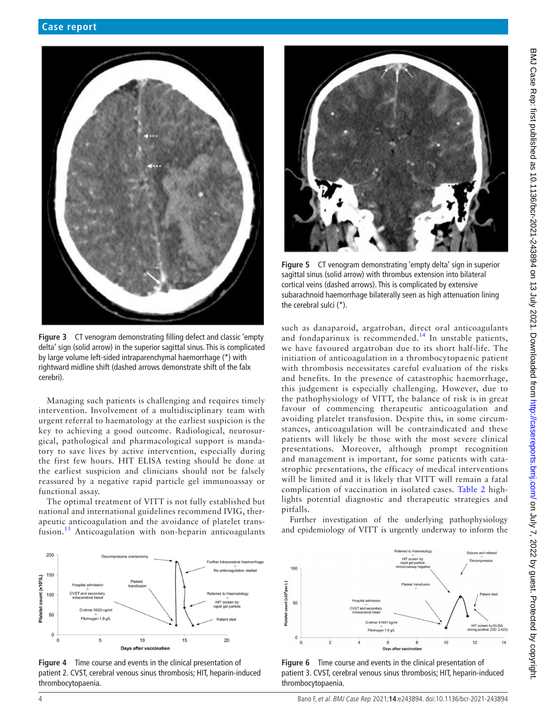Figure 3 CT venogram demonstrating filling defect and classic 'empty delta' sign (solid arrow) in the superior sagittal sinus. This is complicated by large volume left-sided intraparenchymal haemorrhage (*) with rightward midline shift (dashed arrows demonstrate shift of the falx cerebri).

Figure 5 CT venogram demonstrating 'empty delta' sign in superior sagittal sinus (solid arrow) with thrombus extension into bilateral cortical veins (dashed arrows). This is complicated by extensive subarachnoid haemorrhage bilaterally seen as high attenuation lining the cerebral sulci (*).

Managing such patients is challenging and requires timely intervention. Involvement of a multidisciplinary team with urgent referral to haematology at the earliest suspicion is the key to achieving a good outcome. Radiological, neurosurgical, pathological and pharmacological support is mandatory to save lives by active intervention, especially during the first few hours. HIT ELISA testing should be done at the earliest suspicion and clinicians should not be falsely reassured by a negative rapid particle gel immunoassay or functional assay.

The optimal treatment of VITT is not fully established but national and international guidelines recommend IVIG, therapeutic anticoagulation and the avoidance of platelet transfusion.[13] Anticoagulation with non-heparin anticoagulants such as danaparoid, argatroban, direct oral anticoagulants and fondaparinux is recommended.[14] In unstable patients, we have favoured argatroban due to its short half-life. The initiation of anticoagulation in a thrombocytopaenic patient with thrombosis necessitates careful evaluation of the risks and benefits. In the presence of catastrophic haemorrhage, this judgement is especially challenging. However, due to the pathophysiology of VITT, the balance of risk is in great favour of commencing therapeutic anticoagulation and avoiding platelet transfusion. Despite this, in some circumstances, anticoagulation will be contraindicated and these patients will likely be those with the most severe clinical presentations. Moreover, although prompt recognition and management is important, for some patients with catastrophic presentations, the efficacy of medical interventions will be limited and it is likely that VITT will remain a fatal complication of vaccination in isolated cases. Table 2 highlights potential diagnostic and therapeutic strategies and pitfalls.

Further investigation of the underlying pathophysiology and epidemiology of VITT is urgently underway to inform the

Figure 4 Time course and events in the clinical presentation of patient 2. CVST, cerebral venous sinus thrombosis; HIT, heparin-induced thrombocytopaenia.

Figure 6 Time course and events in the clinical presentation of patient 3. CVST, cerebral venous sinus thrombosis; HIT, heparin-induced thrombocytopaenia.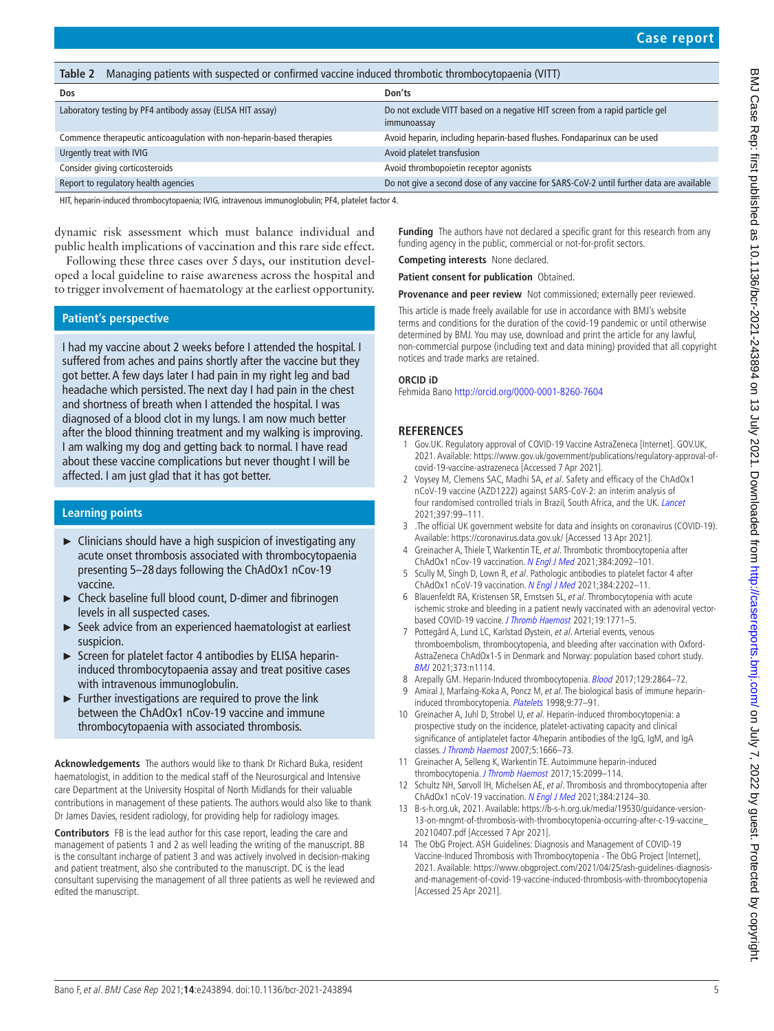**Table 2** Managing patients with suspected or confirmed vaccine induced thrombotic thrombocytopaenia (VITT)

| Dos | Don'ts |
|---|---|
| Laboratory testing by PF4 antibody assay (ELISA HIT assay) | Do not exclude VITT based on a negative HIT screen from a rapid particle gel immunoassay |
| Commence therapeutic anticoagulation with non-heparin-based therapies | Avoid heparin, including heparin-based flushes. Fondaparinux can be used |
| Urgently treat with IVIG | Avoid platelet transfusion |
| Consider giving corticosteroids | Avoid thrombopoietin receptor agonists |
| Report to regulatory health agencies | Do not give a second dose of any vaccine for SARS-CoV-2 until further data are available |

HIT, heparin-induced thrombocytopaenia; IVIG, intravenous immunoglobulin; PF4, platelet factor 4.

dynamic risk assessment which must balance individual and public health implications of vaccination and this rare side effect.

Following these three cases over 5 days, our institution developed a local guideline to raise awareness across the hospital and to trigger involvement of haematology at the earliest opportunity.

## Patient's perspective

I had my vaccine about 2 weeks before I attended the hospital. I suffered from aches and pains shortly after the vaccine but they got better. A few days later I had pain in my right leg and bad headache which persisted. The next day I had pain in the chest and shortness of breath when I attended the hospital. I was diagnosed of a blood clot in my lungs. I am now much better after the blood thinning treatment and my walking is improving. I am walking my dog and getting back to normal. I have read about these vaccine complications but never thought I will be affected. I am just glad that it has got better.

## Learning points

- Clinicians should have a high suspicion of investigating any acute onset thrombosis associated with thrombocytopaenia presenting 5–28 days following the ChAdOx1 nCov-19 vaccine.
- Check baseline full blood count, D-dimer and fibrinogen levels in all suspected cases.
- Seek advice from an experienced haematologist at earliest suspicion.
- Screen for platelet factor 4 antibodies by ELISA heparin-induced thrombocytopaenia assay and treat positive cases with intravenous immunoglobulin.
- Further investigations are required to prove the link between the ChAdOx1 nCov-19 vaccine and immune thrombocytopaenia with associated thrombosis.

**Acknowledgements** The authors would like to thank Dr Richard Buka, resident haematologist, in addition to the medical staff of the Neurosurgical and Intensive care Department at the University Hospital of North Midlands for their valuable contributions in management of these patients. The authors would also like to thank Dr James Davies, resident radiology, for providing help for radiology images.

**Contributors** FB is the lead author for this case report, leading the care and management of patients 1 and 2 as well leading the writing of the manuscript. BB is the consultant incharge of patient 3 and was actively involved in decision-making and patient treatment, also she contributed to the manuscript. DC is the lead consultant supervising the management of all three patients as well he reviewed and edited the manuscript.

**Funding** The authors have not declared a specific grant for this research from any funding agency in the public, commercial or not-for-profit sectors.

**Competing interests** None declared.

**Patient consent for publication** Obtained.

**Provenance and peer review** Not commissioned; externally peer reviewed.

This article is made freely available for use in accordance with BMJ's website terms and conditions for the duration of the covid-19 pandemic or until otherwise determined by BMJ. You may use, download and print the article for any lawful, non-commercial purpose (including text and data mining) provided that all copyright notices and trade marks are retained.

**ORCID iD**

Fehmida Bano http://orcid.org/0000-0001-8260-7604

## REFERENCES

1. Gov.UK. Regulatory approval of COVID-19 Vaccine AstraZeneca [Internet]. GOV.UK, 2021. Available: https://www.gov.uk/government/publications/regulatory-approval-of-covid-19-vaccine-astrazeneca [Accessed 7 Apr 2021].
2. Voysey M, Clemens SAC, Madhi SA, *et al*. Safety and efficacy of the ChAdOx1 nCoV-19 vaccine (AZD1222) against SARS-CoV-2: an interim analysis of four randomised controlled trials in Brazil, South Africa, and the UK. *Lancet* 2021;397:99–111.
3. .The official UK government website for data and insights on coronavirus (COVID-19). Available: https://coronavirus.data.gov.uk/ [Accessed 13 Apr 2021].
4. Greinacher A, Thiele T, Warkentin TE, *et al*. Thrombotic thrombocytopenia after ChAdOx1 nCov-19 vaccination. *N Engl J Med* 2021;384:2092–101.
5. Scully M, Singh D, Lown R, *et al*. Pathologic antibodies to platelet factor 4 after ChAdOx1 nCoV-19 vaccination. *N Engl J Med* 2021;384:2202–11.
6. Blauenfeldt RA, Kristensen SR, Ernstsen SL, *et al*. Thrombocytopenia with acute ischemic stroke and bleeding in a patient newly vaccinated with an adenoviral vector-based COVID-19 vaccine. *J Thromb Haemost* 2021;19:1771–5.
7. Pottegård A, Lund LC, Karlstad Øystein, *et al*. Arterial events, venous thromboembolism, thrombocytopenia, and bleeding after vaccination with Oxford-AstraZeneca ChAdOx1-S in Denmark and Norway: population based cohort study. *BMJ* 2021;373:n1114.
8. Arepally GM. Heparin-Induced thrombocytopenia. *Blood* 2017;129:2864–72.
9. Amiral J, Marfaing-Koka A, Poncz M, *et al*. The biological basis of immune heparin-induced thrombocytopenia. *Platelets* 1998;9:77–91.
10. Greinacher A, Juhl D, Strobel U, *et al*. Heparin-induced thrombocytopenia: a prospective study on the incidence, platelet-activating capacity and clinical significance of antiplatelet factor 4/heparin antibodies of the IgG, IgM, and IgA classes. *J Thromb Haemost* 2007;5:1666–73.
11. Greinacher A, Selleng K, Warkentin TE. Autoimmune heparin-induced thrombocytopenia. *J Thromb Haemost* 2017;15:2099–114.
12. Schultz NH, Sørvoll IH, Michelsen AE, *et al*. Thrombosis and thrombocytopenia after ChAdOx1 nCoV-19 vaccination. *N Engl J Med* 2021;384:2124–30.
13. B-s-h.org.uk, 2021. Available: https://b-s-h.org.uk/media/19530/guidance-version-13-on-mngmt-of-thrombosis-with-thrombocytopenia-occurring-after-c-19-vaccine_20210407.pdf [Accessed 7 Apr 2021].
14. The ObG Project. ASH Guidelines: Diagnosis and Management of COVID-19 Vaccine-Induced Thrombosis with Thrombocytopenia - The ObG Project [Internet], 2021. Available: https://www.obgproject.com/2021/04/25/ash-guidelines-diagnosis-and-management-of-covid-19-vaccine-induced-thrombosis-with-thrombocytopenia [Accessed 25 Apr 2021].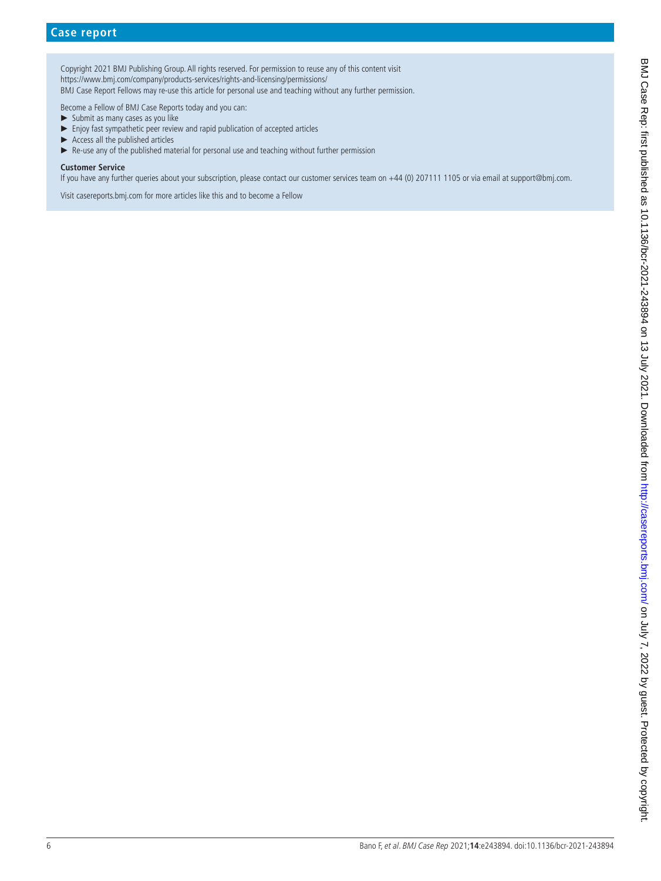Copyright 2021 BMJ Publishing Group. All rights reserved. For permission to reuse any of this content visit
https://www.bmj.com/company/products-services/rights-and-licensing/permissions/
BMJ Case Report Fellows may re-use this article for personal use and teaching without any further permission.

Become a Fellow of BMJ Case Reports today and you can:

- Submit as many cases as you like
- Enjoy fast sympathetic peer review and rapid publication of accepted articles
- Access all the published articles
- Re-use any of the published material for personal use and teaching without further permission

**Customer Service**

If you have any further queries about your subscription, please contact our customer services team on +44 (0) 207111 1105 or via email at support@bmj.com.

Visit casereports.bmj.com for more articles like this and to become a Fellow